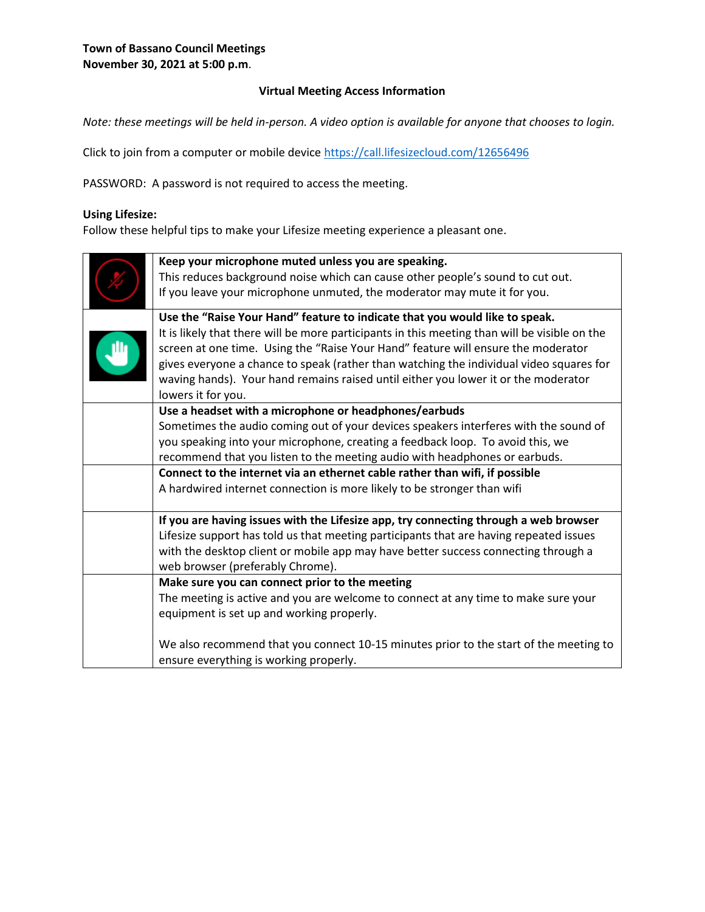**Town of Bassano Council Meetings**
**November 30, 2021 at 5:00 p.m.**

**Virtual Meeting Access Information**

*Note: these meetings will be held in-person. A video option is available for anyone that chooses to login.*

Click to join from a computer or mobile device https://call.lifesizecloud.com/12656496

PASSWORD: A password is not required to access the meeting.

**Using Lifesize:**
Follow these helpful tips to make your Lifesize meeting experience a pleasant one.

| | |
|---|---|
| | **Keep your microphone muted unless you are speaking.** This reduces background noise which can cause other people's sound to cut out. If you leave your microphone unmuted, the moderator may mute it for you. |
| | **Use the "Raise Your Hand" feature to indicate that you would like to speak.** It is likely that there will be more participants in this meeting than will be visible on the screen at one time. Using the "Raise Your Hand" feature will ensure the moderator gives everyone a chance to speak (rather than watching the individual video squares for waving hands). Your hand remains raised until either you lower it or the moderator lowers it for you. |
| | **Use a headset with a microphone or headphones/earbuds** Sometimes the audio coming out of your devices speakers interferes with the sound of you speaking into your microphone, creating a feedback loop. To avoid this, we recommend that you listen to the meeting audio with headphones or earbuds. |
| | **Connect to the internet via an ethernet cable rather than wifi, if possible** A hardwired internet connection is more likely to be stronger than wifi |
| | **If you are having issues with the Lifesize app, try connecting through a web browser** Lifesize support has told us that meeting participants that are having repeated issues with the desktop client or mobile app may have better success connecting through a web browser (preferably Chrome). |
| | **Make sure you can connect prior to the meeting** The meeting is active and you are welcome to connect at any time to make sure your equipment is set up and working properly. We also recommend that you connect 10-15 minutes prior to the start of the meeting to ensure everything is working properly. |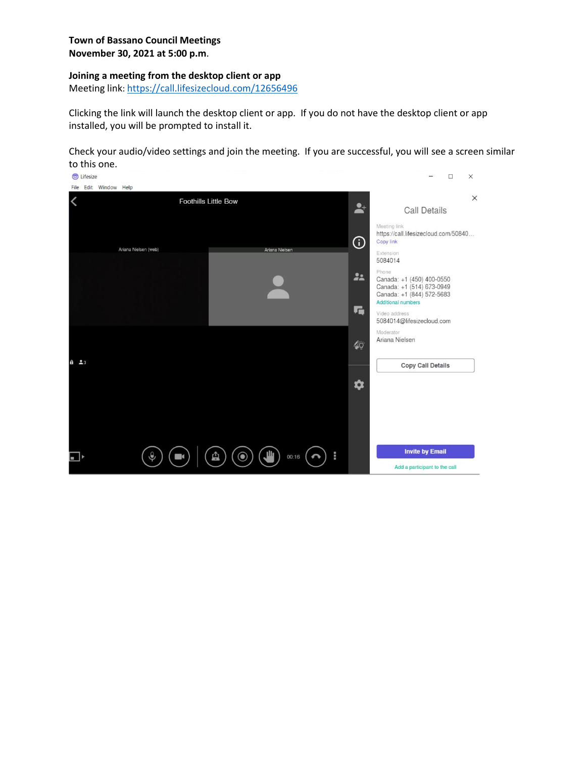**Town of Bassano Council Meetings**
**November 30, 2021 at 5:00 p.m.**

**Joining a meeting from the desktop client or app**

Meeting link: https://call.lifesizecloud.com/12656496

Clicking the link will launch the desktop client or app. If you do not have the desktop client or app installed, you will be prompted to install it.

Check your audio/video settings and join the meeting. If you are successful, you will see a screen similar to this one.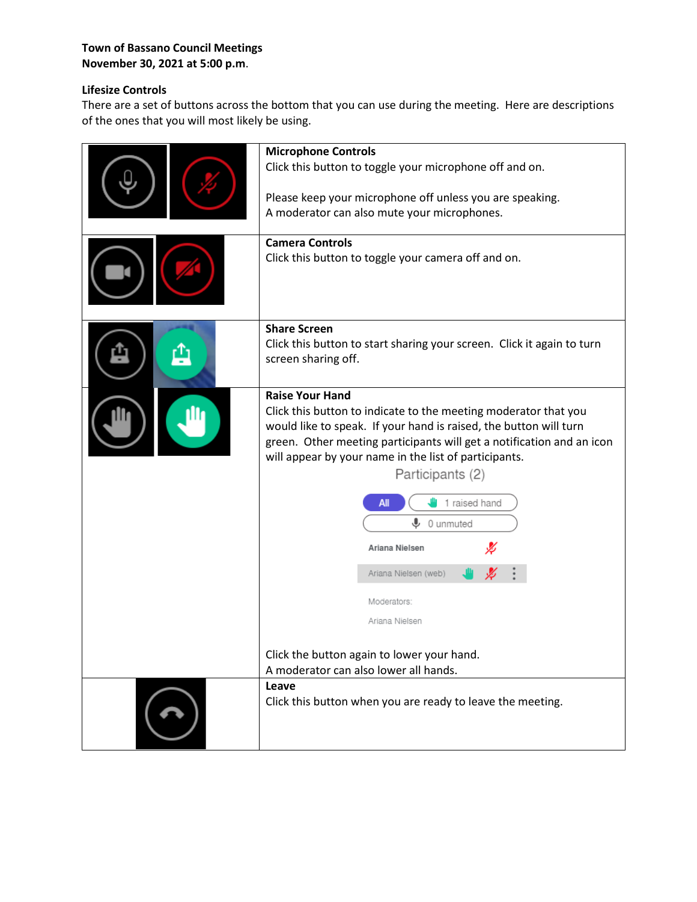**Town of Bassano Council Meetings**
**November 30, 2021 at 5:00 p.m.**

**Lifesize Controls**

There are a set of buttons across the bottom that you can use during the meeting. Here are descriptions of the ones that you will most likely be using.

| | |
|---|---|
| | **Microphone Controls**<br>Click this button to toggle your microphone off and on.<br><br>Please keep your microphone off unless you are speaking.<br>A moderator can also mute your microphones. |
| | **Camera Controls**<br>Click this button to toggle your camera off and on. |
| | **Share Screen**<br>Click this button to start sharing your screen. Click it again to turn screen sharing off. |
| | **Raise Your Hand**<br>Click this button to indicate to the meeting moderator that you would like to speak. If your hand is raised, the button will turn green. Other meeting participants will get a notification and an icon will appear by your name in the list of participants.<br>Participants (2)<br>All \| 1 raised hand<br>0 unmuted<br>Ariana Nielsen<br>Ariana Nielsen (web)<br>Moderators:<br>Ariana Nielsen<br><br>Click the button again to lower your hand.<br>A moderator can also lower all hands. |
| | **Leave**<br>Click this button when you are ready to leave the meeting. |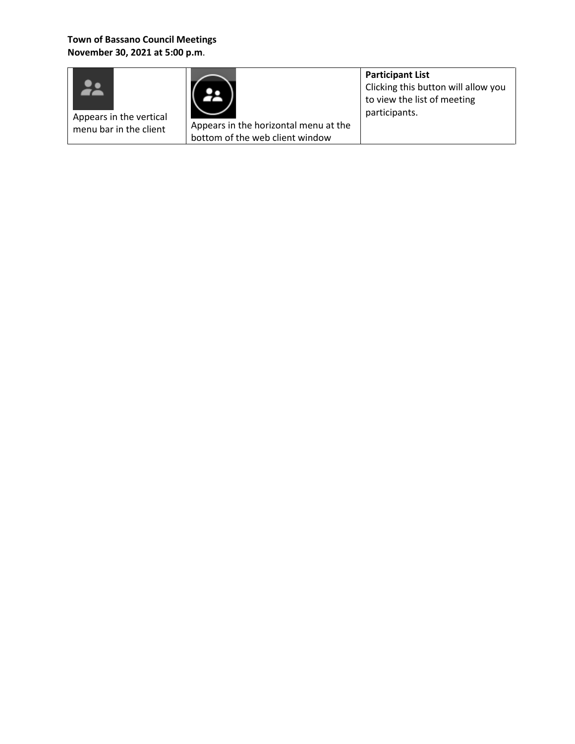**Town of Bassano Council Meetings**
**November 30, 2021 at 5:00 p.m**.

| | | |
|---|---|---|
| Appears in the vertical menu bar in the client | Appears in the horizontal menu at the bottom of the web client window | **Participant List** Clicking this button will allow you to view the list of meeting participants. |